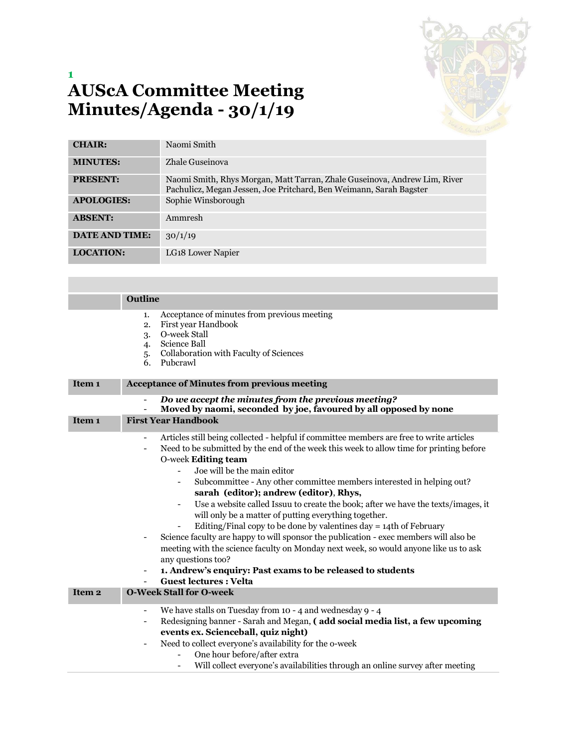1

# AUScA Committee Meeting Minutes/Agenda - 30/1/19

| | |
|---|---|
| **CHAIR:** | Naomi Smith |
| **MINUTES:** | Zhale Guseinova |
| **PRESENT:** | Naomi Smith, Rhys Morgan, Matt Tarran, Zhale Guseinova, Andrew Lim, River Pachulicz, Megan Jessen, Joe Pritchard, Ben Weimann, Sarah Bagster |
| **APOLOGIES:** | Sophie Winsborough |
| **ABSENT:** | Ammresh |
| **DATE AND TIME:** | 30/1/19 |
| **LOCATION:** | LG18 Lower Napier |

**Outline**

1. Acceptance of minutes from previous meeting
2. First year Handbook
3. O-week Stall
4. Science Ball
5. Collaboration with Faculty of Sciences
6. Pubcrawl

**Item 1 — Acceptance of Minutes from previous meeting**

- ***Do we accept the minutes from the previous meeting?***
- **Moved by naomi, seconded by joe, favoured by all opposed by none**

**Item 1 — First Year Handbook**

- Articles still being collected - helpful if committee members are free to write articles
- Need to be submitted by the end of the week this week to allow time for printing before O-week **Editing team**
  - Joe will be the main editor
  - Subcommittee - Any other committee members interested in helping out? **sarah (editor); andrew (editor)**, **Rhys,**
  - Use a website called Issuu to create the book; after we have the texts/images, it will only be a matter of putting everything together.
  - Editing/Final copy to be done by valentines day = 14th of February
- Science faculty are happy to will sponsor the publication - exec members will also be meeting with the science faculty on Monday next week, so would anyone like us to ask any questions too?
- **1. Andrew's enquiry: Past exams to be released to students**
- **Guest lectures : Velta**

**Item 2 — O-Week Stall for O-week**

- We have stalls on Tuesday from 10 - 4 and wednesday 9 - 4
- Redesigning banner - Sarah and Megan, **( add social media list, a few upcoming events ex. Scienceball, quiz night)**
- Need to collect everyone's availability for the o-week
  - One hour before/after extra
  - Will collect everyone's availabilities through an online survey after meeting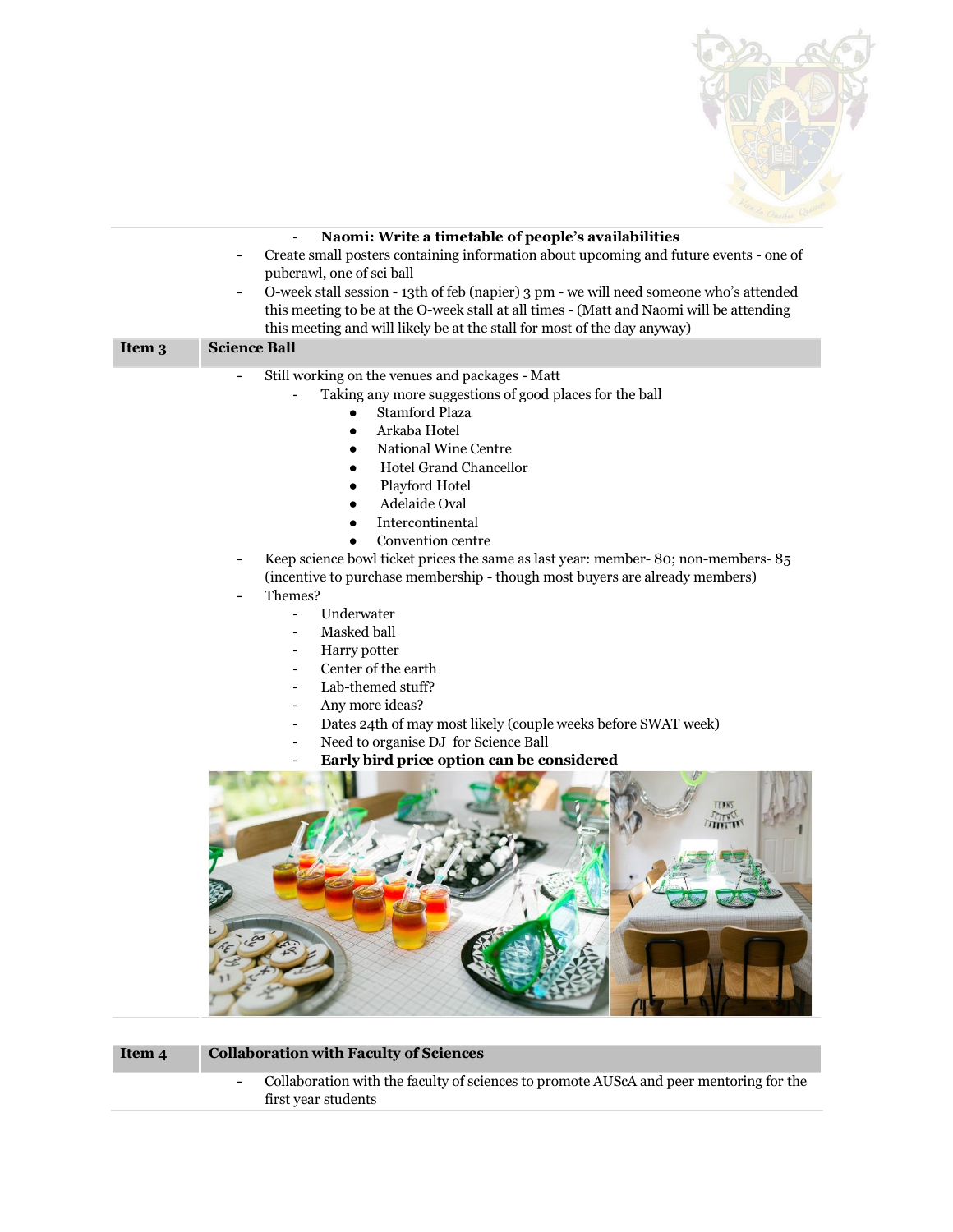- **Naomi: Write a timetable of people's availabilities**
- Create small posters containing information about upcoming and future events - one of pubcrawl, one of sci ball
- O-week stall session - 13th of feb (napier) 3 pm - we will need someone who's attended this meeting to be at the O-week stall at all times - (Matt and Naomi will be attending this meeting and will likely be at the stall for most of the day anyway)

| Item 3 | Science Ball |
|---|---|

- Still working on the venues and packages - Matt
    - Taking any more suggestions of good places for the ball
        - Stamford Plaza
        - Arkaba Hotel
        - National Wine Centre
        - Hotel Grand Chancellor
        - Playford Hotel
        - Adelaide Oval
        - Intercontinental
        - Convention centre
- Keep science bowl ticket prices the same as last year: member- 80; non-members- 85 (incentive to purchase membership - though most buyers are already members)
- Themes?
    - Underwater
    - Masked ball
    - Harry potter
    - Center of the earth
    - Lab-themed stuff?
    - Any more ideas?
    - Dates 24th of may most likely (couple weeks before SWAT week)
    - Need to organise DJ for Science Ball
    - **Early bird price option can be considered**

| Item 4 | Collaboration with Faculty of Sciences |
|---|---|

- Collaboration with the faculty of sciences to promote AUScA and peer mentoring for the first year students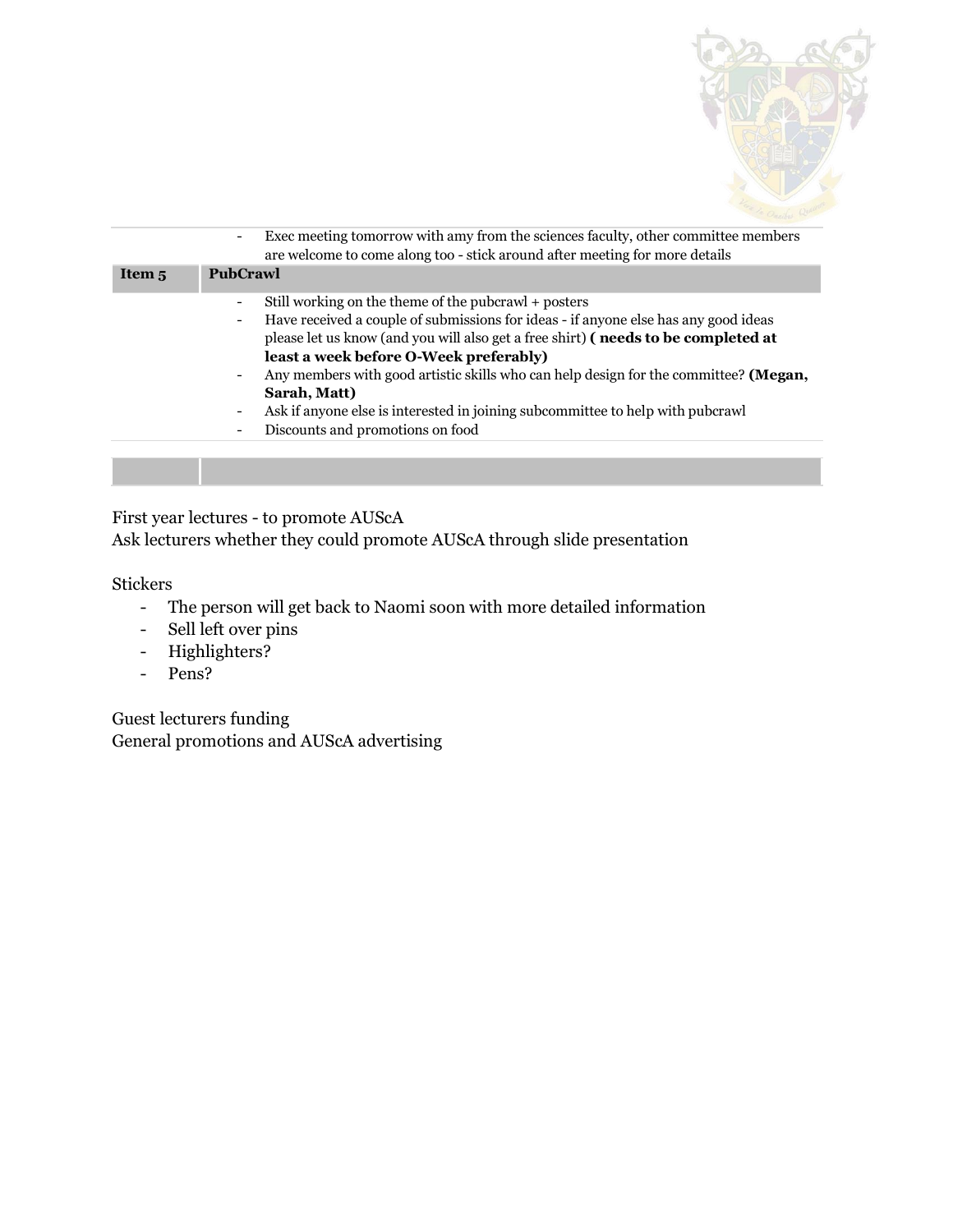| | |
|---|---|
| | - Exec meeting tomorrow with amy from the sciences faculty, other committee members are welcome to come along too - stick around after meeting for more details |
| **Item 5** | **PubCrawl** |
| | - Still working on the theme of the pubcrawl + posters<br>- Have received a couple of submissions for ideas - if anyone else has any good ideas please let us know (and you will also get a free shirt) **( needs to be completed at least a week before O-Week preferably)**<br>- Any members with good artistic skills who can help design for the committee? **(Megan, Sarah, Matt)**<br>- Ask if anyone else is interested in joining subcommittee to help with pubcrawl<br>- Discounts and promotions on food |
| | |

First year lectures - to promote AUScA
Ask lecturers whether they could promote AUScA through slide presentation

Stickers

- The person will get back to Naomi soon with more detailed information
- Sell left over pins
- Highlighters?
- Pens?

Guest lecturers funding
General promotions and AUScA advertising